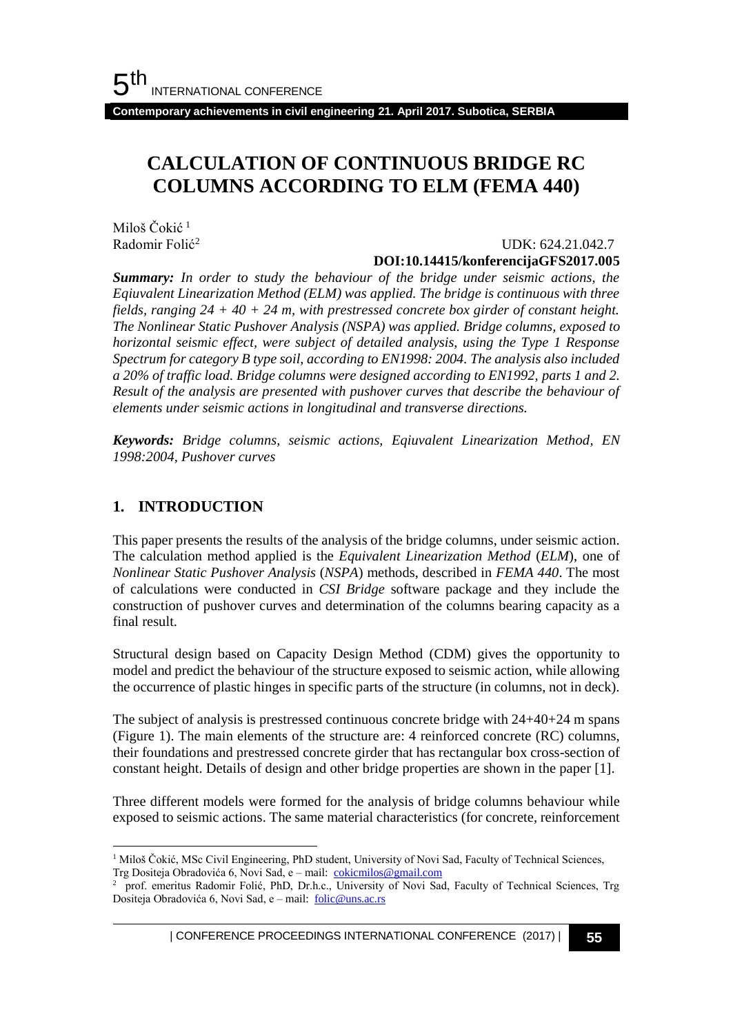# CALCULATION OF CONTINUOUS BRIDGE RC COLUMNS ACCORDING TO ELM (FEMA 440)

Miloš Čokić [1]
Radomir Folić[2]

UDK: 624.21.042.7
**DOI:10.14415/konferencijaGFS2017.005**

***Summary:*** *In order to study the behaviour of the bridge under seismic actions, the Eqiuvalent Linearization Method (ELM) was applied. The bridge is continuous with three fields, ranging 24 + 40 + 24 m, with prestressed concrete box girder of constant height. The Nonlinear Static Pushover Analysis (NSPA) was applied. Bridge columns, exposed to horizontal seismic effect, were subject of detailed analysis, using the Type 1 Response Spectrum for category B type soil, according to EN1998: 2004. The analysis also included a 20% of traffic load. Bridge columns were designed according to EN1992, parts 1 and 2. Result of the analysis are presented with pushover curves that describe the behaviour of elements under seismic actions in longitudinal and transverse directions.*

***Keywords:*** *Bridge columns, seismic actions, Eqiuvalent Linearization Method, EN 1998:2004, Pushover curves*

## 1. INTRODUCTION

This paper presents the results of the analysis of the bridge columns, under seismic action. The calculation method applied is the *Equivalent Linearization Method* (*ELM*), one of *Nonlinear Static Pushover Analysis* (*NSPA*) methods, described in *FEMA 440*. The most of calculations were conducted in *CSI Bridge* software package and they include the construction of pushover curves and determination of the columns bearing capacity as a final result.

Structural design based on Capacity Design Method (CDM) gives the opportunity to model and predict the behaviour of the structure exposed to seismic action, while allowing the occurrence of plastic hinges in specific parts of the structure (in columns, not in deck).

The subject of analysis is prestressed continuous concrete bridge with 24+40+24 m spans (Figure 1). The main elements of the structure are: 4 reinforced concrete (RC) columns, their foundations and prestressed concrete girder that has rectangular box cross-section of constant height. Details of design and other bridge properties are shown in the paper [1].

Three different models were formed for the analysis of bridge columns behaviour while exposed to seismic actions. The same material characteristics (for concrete, reinforcement

---

[1] Miloš Čokić, MSc Civil Engineering, PhD student, University of Novi Sad, Faculty of Technical Sciences, Trg Dositeja Obradovića 6, Novi Sad, e – mail: cokicmilos@gmail.com

[2] prof. emeritus Radomir Folić, PhD, Dr.h.c., University of Novi Sad, Faculty of Technical Sciences, Trg Dositeja Obradovića 6, Novi Sad, e – mail: folic@uns.ac.rs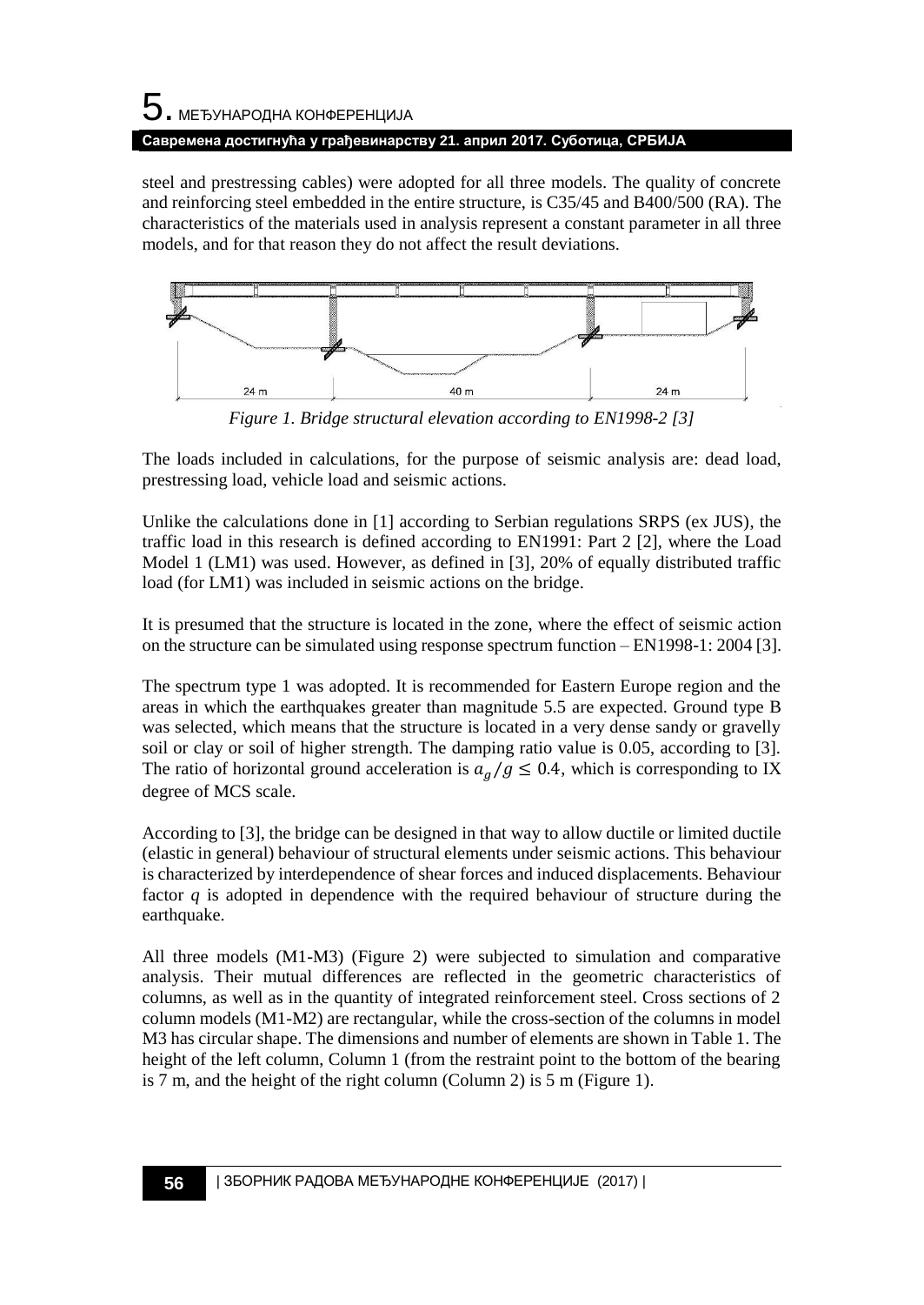steel and prestressing cables) were adopted for all three models. The quality of concrete and reinforcing steel embedded in the entire structure, is C35/45 and B400/500 (RA). The characteristics of the materials used in analysis represent a constant parameter in all three models, and for that reason they do not affect the result deviations.

*Figure 1. Bridge structural elevation according to EN1998-2 [3]*

The loads included in calculations, for the purpose of seismic analysis are: dead load, prestressing load, vehicle load and seismic actions.

Unlike the calculations done in [1] according to Serbian regulations SRPS (ex JUS), the traffic load in this research is defined according to EN1991: Part 2 [2], where the Load Model 1 (LM1) was used. However, as defined in [3], 20% of equally distributed traffic load (for LM1) was included in seismic actions on the bridge.

It is presumed that the structure is located in the zone, where the effect of seismic action on the structure can be simulated using response spectrum function – EN1998-1: 2004 [3].

The spectrum type 1 was adopted. It is recommended for Eastern Europe region and the areas in which the earthquakes greater than magnitude 5.5 are expected. Ground type B was selected, which means that the structure is located in a very dense sandy or gravelly soil or clay or soil of higher strength. The damping ratio value is 0.05, according to [3]. The ratio of horizontal ground acceleration is $a_g/g \leq 0.4$, which is corresponding to IX degree of MCS scale.

According to [3], the bridge can be designed in that way to allow ductile or limited ductile (elastic in general) behaviour of structural elements under seismic actions. This behaviour is characterized by interdependence of shear forces and induced displacements. Behaviour factor $q$ is adopted in dependence with the required behaviour of structure during the earthquake.

All three models (M1-M3) (Figure 2) were subjected to simulation and comparative analysis. Their mutual differences are reflected in the geometric characteristics of columns, as well as in the quantity of integrated reinforcement steel. Cross sections of 2 column models (M1-M2) are rectangular, while the cross-section of the columns in model M3 has circular shape. The dimensions and number of elements are shown in Table 1. The height of the left column, Column 1 (from the restraint point to the bottom of the bearing is 7 m, and the height of the right column (Column 2) is 5 m (Figure 1).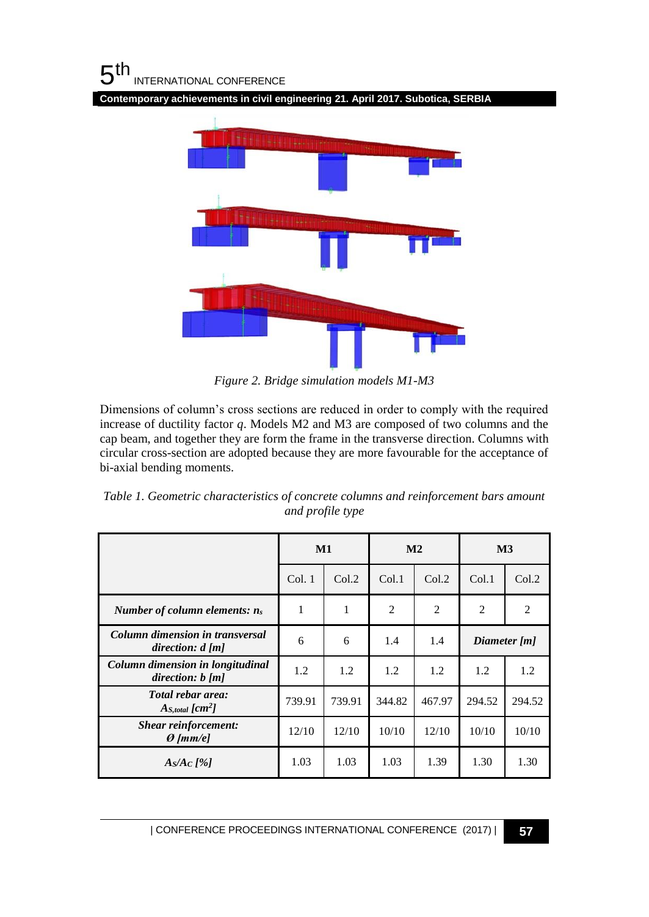Figure 2. Bridge simulation models M1-M3

Dimensions of column's cross sections are reduced in order to comply with the required increase of ductility factor *q*. Models M2 and M3 are composed of two columns and the cap beam, and together they are form the frame in the transverse direction. Columns with circular cross-section are adopted because they are more favourable for the acceptance of bi-axial bending moments.

*Table 1. Geometric characteristics of concrete columns and reinforcement bars amount and profile type*

| | M1 | | M2 | | M3 | |
|---|---|---|---|---|---|---|
| | Col. 1 | Col.2 | Col.1 | Col.2 | Col.1 | Col.2 |
| ***Number of column elements: $n_s$*** | 1 | 1 | 2 | 2 | 2 | 2 |
| ***Column dimension in transversal direction: d [m]*** | 6 | 6 | 1.4 | 1.4 | ***Diameter [m]*** | |
| ***Column dimension in longitudinal direction: b [m]*** | 1.2 | 1.2 | 1.2 | 1.2 | 1.2 | 1.2 |
| ***Total rebar area: $A_{S,total}$ [cm$^2$]*** | 739.91 | 739.91 | 344.82 | 467.97 | 294.52 | 294.52 |
| ***Shear reinforcement: Ø [mm/e]*** | 12/10 | 12/10 | 10/10 | 12/10 | 10/10 | 10/10 |
| ***$A_S/A_C$ [%]*** | 1.03 | 1.03 | 1.03 | 1.39 | 1.30 | 1.30 |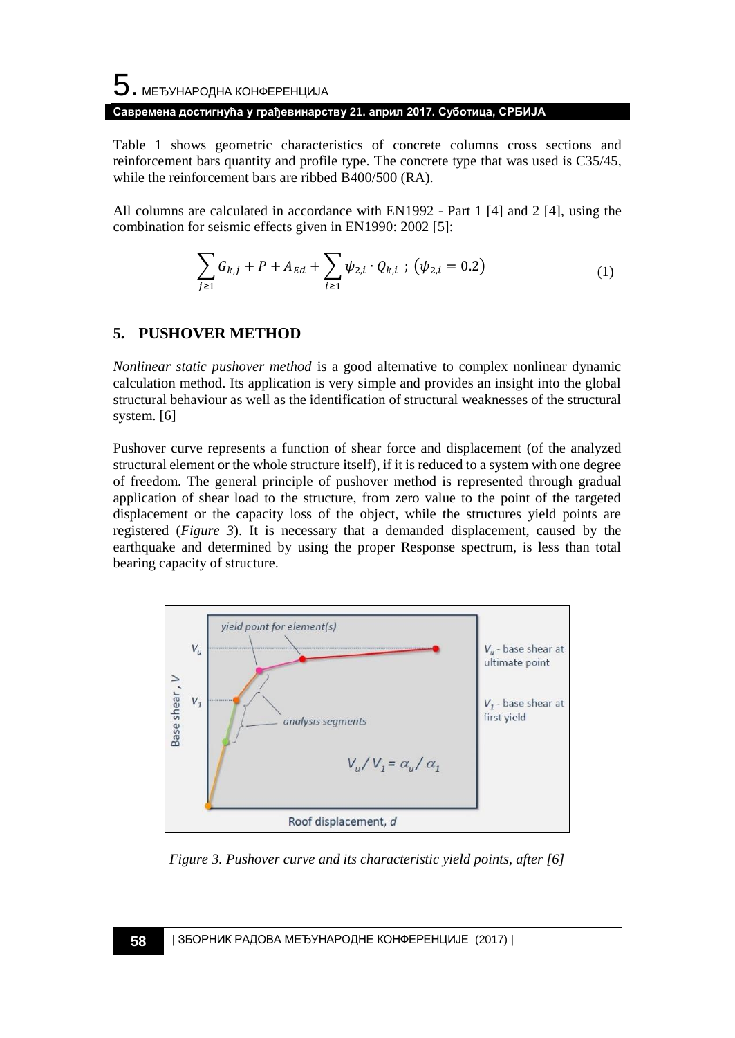Table 1 shows geometric characteristics of concrete columns cross sections and reinforcement bars quantity and profile type. The concrete type that was used is C35/45, while the reinforcement bars are ribbed B400/500 (RA).

All columns are calculated in accordance with EN1992 - Part 1 [4] and 2 [4], using the combination for seismic effects given in EN1990: 2002 [5]:

$$\sum_{j\geq 1} G_{k,j} + P + A_{Ed} + \sum_{i\geq 1} \psi_{2,i} \cdot Q_{k,i} \; ; \; (\psi_{2,i} = 0.2) \tag{1}$$

## 5. PUSHOVER METHOD

*Nonlinear static pushover method* is a good alternative to complex nonlinear dynamic calculation method. Its application is very simple and provides an insight into the global structural behaviour as well as the identification of structural weaknesses of the structural system. [6]

Pushover curve represents a function of shear force and displacement (of the analyzed structural element or the whole structure itself), if it is reduced to a system with one degree of freedom. The general principle of pushover method is represented through gradual application of shear load to the structure, from zero value to the point of the targeted displacement or the capacity loss of the object, while the structures yield points are registered (*Figure 3*). It is necessary that a demanded displacement, caused by the earthquake and determined by using the proper Response spectrum, is less than total bearing capacity of structure.

*Figure 3. Pushover curve and its characteristic yield points, after [6]*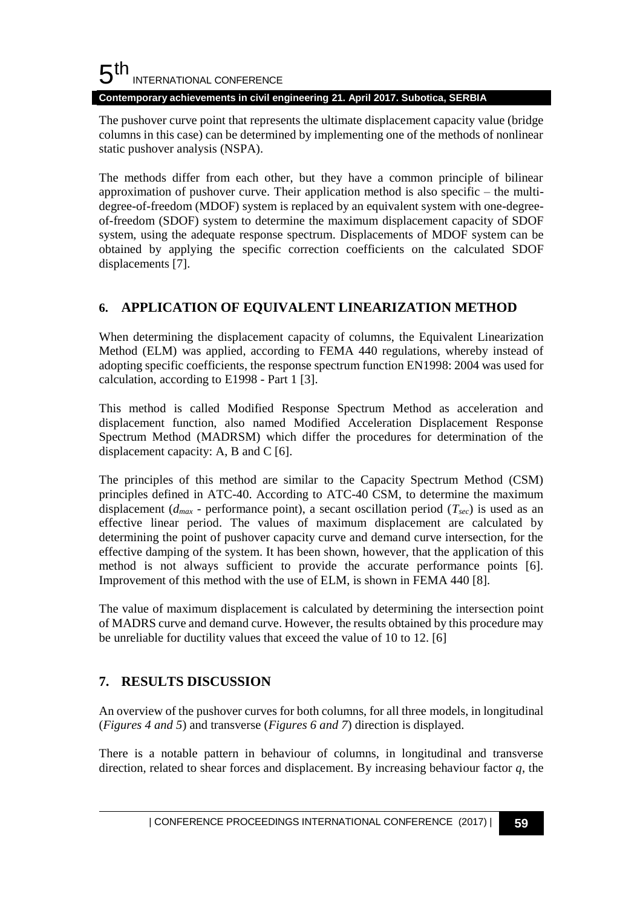The pushover curve point that represents the ultimate displacement capacity value (bridge columns in this case) can be determined by implementing one of the methods of nonlinear static pushover analysis (NSPA).

The methods differ from each other, but they have a common principle of bilinear approximation of pushover curve. Their application method is also specific – the multi-degree-of-freedom (MDOF) system is replaced by an equivalent system with one-degree-of-freedom (SDOF) system to determine the maximum displacement capacity of SDOF system, using the adequate response spectrum. Displacements of MDOF system can be obtained by applying the specific correction coefficients on the calculated SDOF displacements [7].

## 6. APPLICATION OF EQUIVALENT LINEARIZATION METHOD

When determining the displacement capacity of columns, the Equivalent Linearization Method (ELM) was applied, according to FEMA 440 regulations, whereby instead of adopting specific coefficients, the response spectrum function EN1998: 2004 was used for calculation, according to E1998 - Part 1 [3].

This method is called Modified Response Spectrum Method as acceleration and displacement function, also named Modified Acceleration Displacement Response Spectrum Method (MADRSM) which differ the procedures for determination of the displacement capacity: A, B and C [6].

The principles of this method are similar to the Capacity Spectrum Method (CSM) principles defined in ATC-40. According to ATC-40 CSM, to determine the maximum displacement ($d_{max}$ - performance point), a secant oscillation period ($T_{sec}$) is used as an effective linear period. The values of maximum displacement are calculated by determining the point of pushover capacity curve and demand curve intersection, for the effective damping of the system. It has been shown, however, that the application of this method is not always sufficient to provide the accurate performance points [6]. Improvement of this method with the use of ELM, is shown in FEMA 440 [8].

The value of maximum displacement is calculated by determining the intersection point of MADRS curve and demand curve. However, the results obtained by this procedure may be unreliable for ductility values that exceed the value of 10 to 12. [6]

## 7. RESULTS DISCUSSION

An overview of the pushover curves for both columns, for all three models, in longitudinal (*Figures 4 and 5*) and transverse (*Figures 6 and 7*) direction is displayed.

There is a notable pattern in behaviour of columns, in longitudinal and transverse direction, related to shear forces and displacement. By increasing behaviour factor $q$, the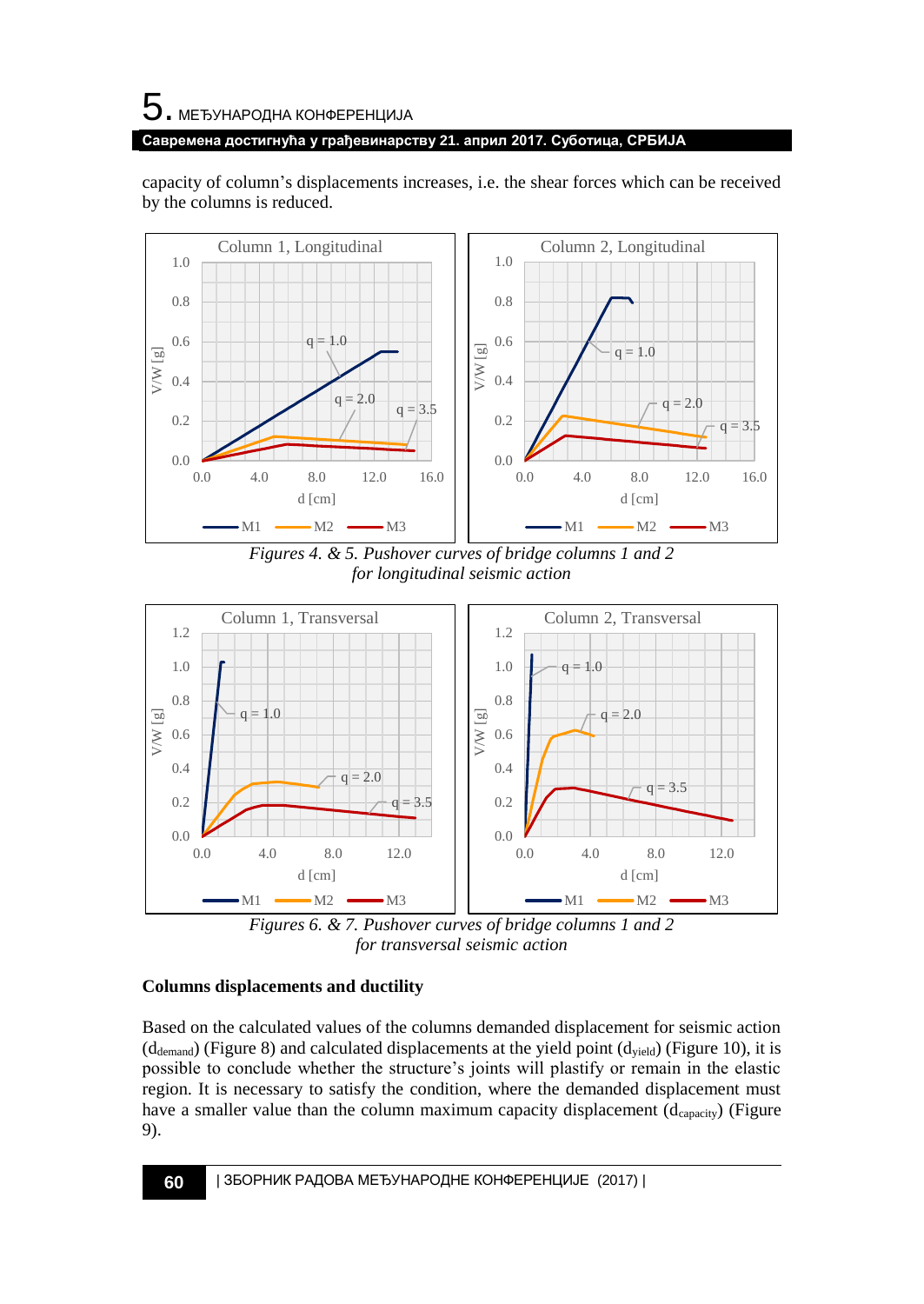capacity of column's displacements increases, i.e. the shear forces which can be received by the columns is reduced.

*Figures 4. & 5. Pushover curves of bridge columns 1 and 2 for longitudinal seismic action*

*Figures 6. & 7. Pushover curves of bridge columns 1 and 2 for transversal seismic action*

**Columns displacements and ductility**

Based on the calculated values of the columns demanded displacement for seismic action ($d_{demand}$) (Figure 8) and calculated displacements at the yield point ($d_{yield}$) (Figure 10), it is possible to conclude whether the structure's joints will plastify or remain in the elastic region. It is necessary to satisfy the condition, where the demanded displacement must have a smaller value than the column maximum capacity displacement ($d_{capacity}$) (Figure 9).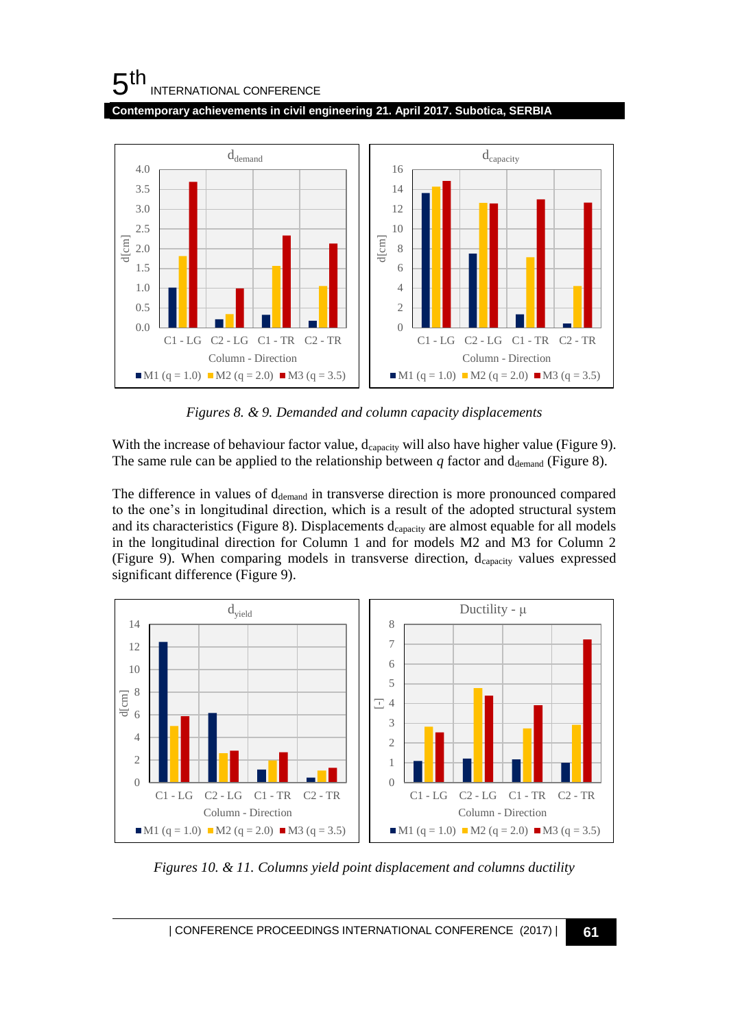*Figures 8. & 9. Demanded and column capacity displacements*

With the increase of behaviour factor value, $d_{capacity}$ will also have higher value (Figure 9). The same rule can be applied to the relationship between $q$ factor and $d_{demand}$ (Figure 8).

The difference in values of $d_{demand}$ in transverse direction is more pronounced compared to the one's in longitudinal direction, which is a result of the adopted structural system and its characteristics (Figure 8). Displacements $d_{capacity}$ are almost equable for all models in the longitudinal direction for Column 1 and for models M2 and M3 for Column 2 (Figure 9). When comparing models in transverse direction, $d_{capacity}$ values expressed significant difference (Figure 9).

*Figures 10. & 11. Columns yield point displacement and columns ductility*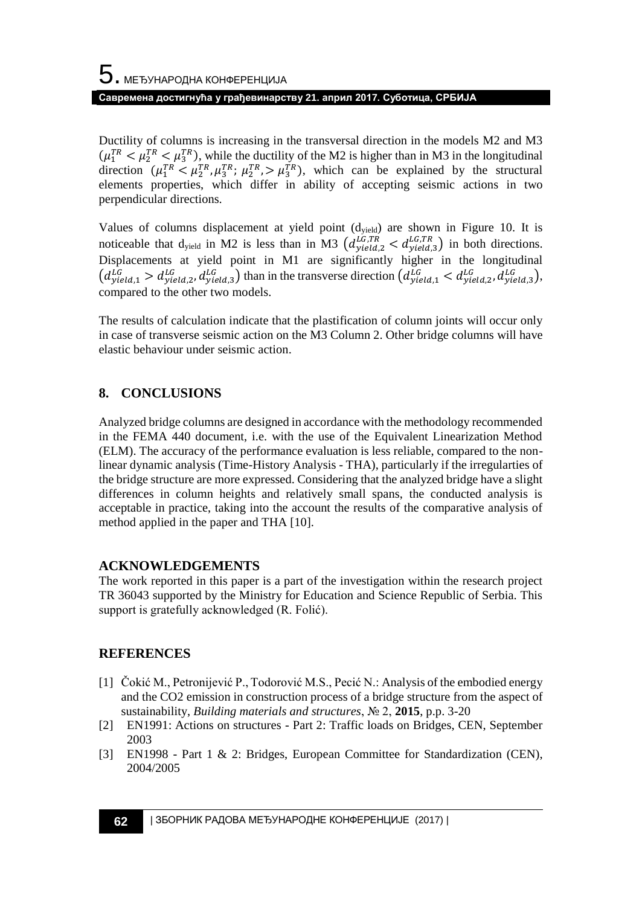Ductility of columns is increasing in the transversal direction in the models M2 and M3 $(\mu_1^{TR} < \mu_2^{TR} < \mu_3^{TR})$, while the ductility of the M2 is higher than in M3 in the longitudinal direction $(\mu_1^{TR} < \mu_2^{TR}, \mu_3^{TR};\ \mu_2^{TR}, > \mu_3^{TR})$, which can be explained by the structural elements properties, which differ in ability of accepting seismic actions in two perpendicular directions.

Values of columns displacement at yield point ($d_{yield}$) are shown in Figure 10. It is noticeable that $d_{yield}$ in M2 is less than in M3 $\left(d_{yield,2}^{LG,TR} < d_{yield,3}^{LG,TR}\right)$ in both directions. Displacements at yield point in M1 are significantly higher in the longitudinal $\left(d_{yield,1}^{LG} > d_{yield,2}^{LG}, d_{yield,3}^{LG}\right)$ than in the transverse direction $\left(d_{yield,1}^{LG} < d_{yield,2}^{LG}, d_{yield,3}^{LG}\right)$, compared to the other two models.

The results of calculation indicate that the plastification of column joints will occur only in case of transverse seismic action on the M3 Column 2. Other bridge columns will have elastic behaviour under seismic action.

## 8. CONCLUSIONS

Analyzed bridge columns are designed in accordance with the methodology recommended in the FEMA 440 document, i.e. with the use of the Equivalent Linearization Method (ELM). The accuracy of the performance evaluation is less reliable, compared to the non-linear dynamic analysis (Time-History Analysis - THA), particularly if the irregularties of the bridge structure are more expressed. Considering that the analyzed bridge have a slight differences in column heights and relatively small spans, the conducted analysis is acceptable in practice, taking into the account the results of the comparative analysis of method applied in the paper and THA [10].

## ACKNOWLEDGEMENTS

The work reported in this paper is a part of the investigation within the research project TR 36043 supported by the Ministry for Education and Science Republic of Serbia. This support is gratefully acknowledged (R. Folić).

## REFERENCES

[1] Čokić M., Petronijević P., Todorović M.S., Pecić N.: Analysis of the embodied energy and the CO2 emission in construction process of a bridge structure from the aspect of sustainability, *Building materials and structures*, № 2, **2015**, p.p. 3-20

[2] EN1991: Actions on structures - Part 2: Traffic loads on Bridges, CEN, September 2003

[3] EN1998 - Part 1 & 2: Bridges, European Committee for Standardization (CEN), 2004/2005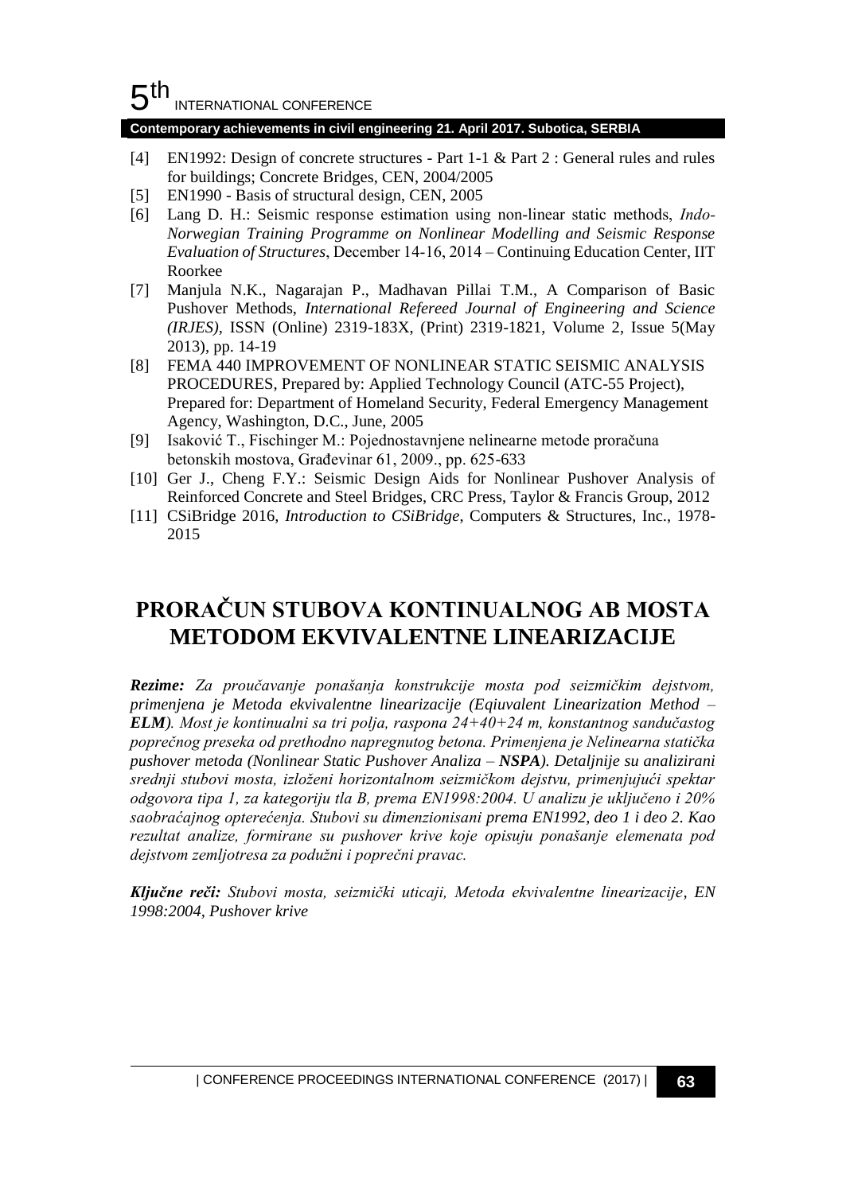[4] EN1992: Design of concrete structures - Part 1-1 & Part 2 : General rules and rules for buildings; Concrete Bridges, CEN, 2004/2005

[5] EN1990 - Basis of structural design, CEN, 2005

[6] Lang D. H.: Seismic response estimation using non-linear static methods, *Indo-Norwegian Training Programme on Nonlinear Modelling and Seismic Response Evaluation of Structures*, December 14-16, 2014 – Continuing Education Center, IIT Roorkee

[7] Manjula N.K., Nagarajan P., Madhavan Pillai T.M., A Comparison of Basic Pushover Methods, *International Refereed Journal of Engineering and Science (IRJES)*, ISSN (Online) 2319-183X, (Print) 2319-1821, Volume 2, Issue 5(May 2013), pp. 14-19

[8] FEMA 440 IMPROVEMENT OF NONLINEAR STATIC SEISMIC ANALYSIS PROCEDURES, Prepared by: Applied Technology Council (ATC-55 Project), Prepared for: Department of Homeland Security, Federal Emergency Management Agency, Washington, D.C., June, 2005

[9] Isaković T., Fischinger M.: Pojednostavnjene nelinearne metode proračuna betonskih mostova, Građevinar 61, 2009., pp. 625-633

[10] Ger J., Cheng F.Y.: Seismic Design Aids for Nonlinear Pushover Analysis of Reinforced Concrete and Steel Bridges, CRC Press, Taylor & Francis Group, 2012

[11] CSiBridge 2016, *Introduction to CSiBridge*, Computers & Structures, Inc., 1978-2015

# PRORAČUN STUBOVA KONTINUALNOG AB MOSTA METODOM EKVIVALENTNE LINEARIZACIJE

***Rezime:*** *Za proučavanje ponašanja konstrukcije mosta pod seizmičkim dejstvom, primenjena je Metoda ekvivalentne linearizacije (Eqiuvalent Linearization Method –* ***ELM****). Most je kontinualni sa tri polja, raspona 24+40+24 m, konstantnog sandučastog poprečnog preseka od prethodno napregnutog betona. Primenjena je Nelinearna statička pushover metoda (Nonlinear Static Pushover Analiza –* ***NSPA****). Detaljnije su analizirani srednji stubovi mosta, izloženi horizontalnom seizmičkom dejstvu, primenjujući spektar odgovora tipa 1, za kategoriju tla B, prema EN1998:2004. U analizu je uključeno i 20% saobraćajnog opterećenja. Stubovi su dimenzionisani prema EN1992, deo 1 i deo 2. Kao rezultat analize, formirane su pushover krive koje opisuju ponašanje elemenata pod dejstvom zemljotresa za podužni i poprečni pravac.*

***Ključne reči:*** *Stubovi mosta, seizmički uticaji, Metoda ekvivalentne linearizacije, EN 1998:2004, Pushover krive*